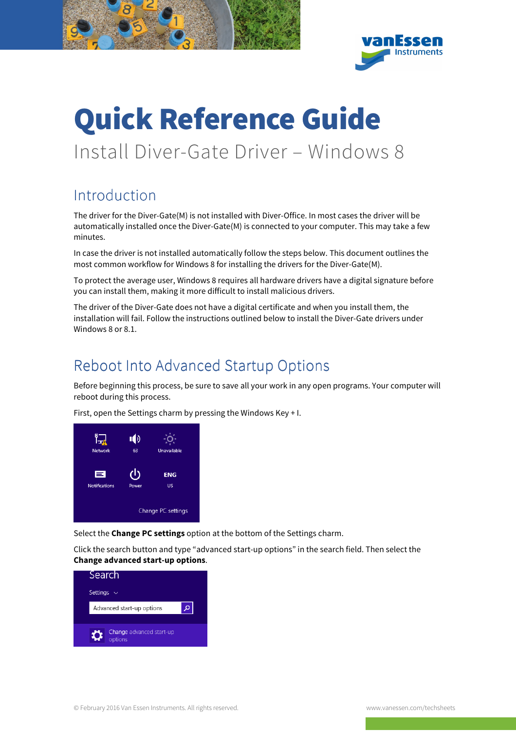# Quick Reference Guide

Install Diver-Gate Driver – Windows 8

## Introduction

The driver for the Diver-Gate(M) is not installed with Diver-Office. In most cases the driver will be automatically installed once the Diver-Gate(M) is connected to your computer. This may take a few minutes.

In case the driver is not installed automatically follow the steps below. This document outlines the most common workflow for Windows 8 for installing the drivers for the Diver-Gate(M).

To protect the average user, Windows 8 requires all hardware drivers have a digital signature before you can install them, making it more difficult to install malicious drivers.

The driver of the Diver-Gate does not have a digital certificate and when you install them, the installation will fail. Follow the instructions outlined below to install the Diver-Gate drivers under Windows 8 or 8.1.

## Reboot Into Advanced Startup Options

Before beginning this process, be sure to save all your work in any open programs. Your computer will reboot during this process.

First, open the Settings charm by pressing the Windows Key + I.

Select the **Change PC settings** option at the bottom of the Settings charm.

Click the search button and type "advanced start-up options" in the search field. Then select the **Change advanced start-up options**.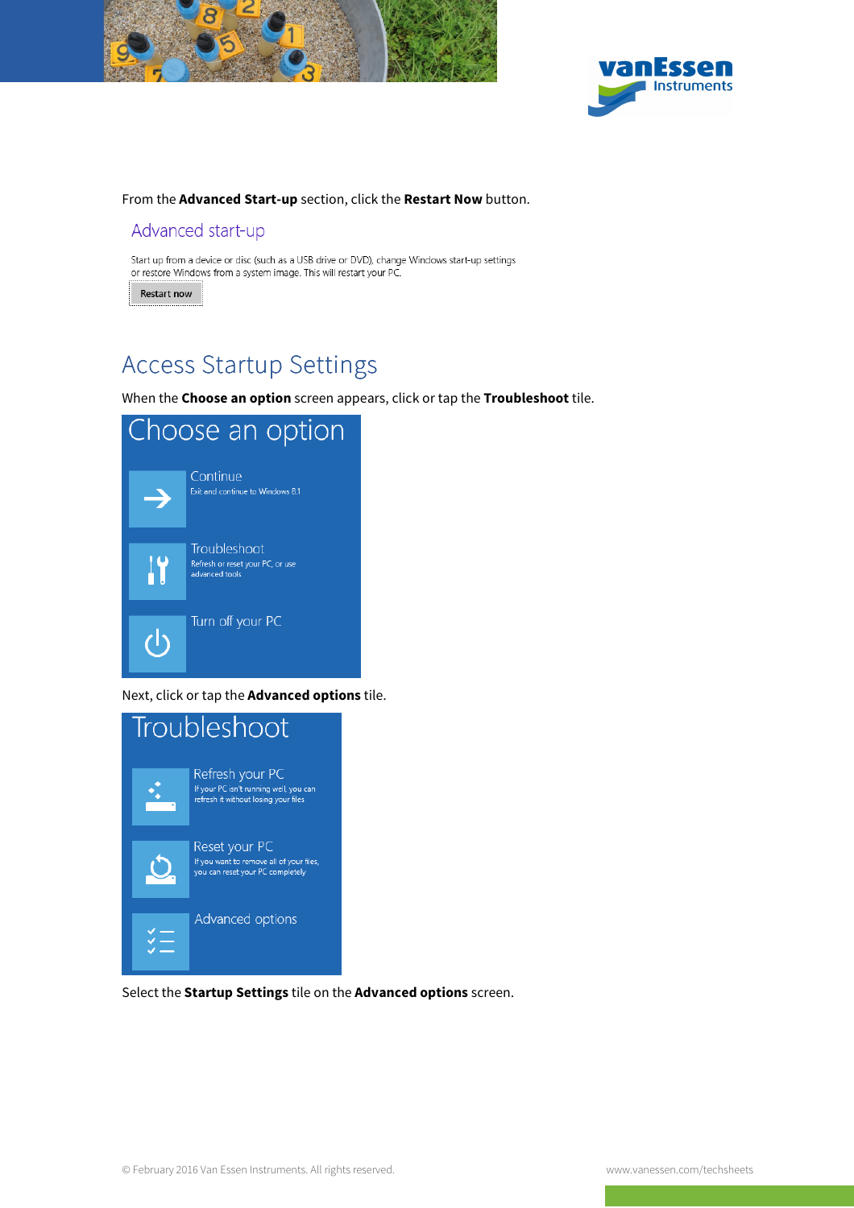From the **Advanced Start-up** section, click the **Restart Now** button.

Advanced start-up

Start up from a device or disc (such as a USB drive or DVD), change Windows start-up settings or restore Windows from a system image. This will restart your PC.

Restart now

## Access Startup Settings

When the **Choose an option** screen appears, click or tap the **Troubleshoot** tile.

Choose an option

Continue
Exit and continue to Windows 8.1

Troubleshoot
Refresh or reset your PC, or use advanced tools

Turn off your PC

Next, click or tap the **Advanced options** tile.

Troubleshoot

Refresh your PC
If your PC isn't running well, you can refresh it without losing your files

Reset your PC
If you want to remove all of your files, you can reset your PC completely

Advanced options

Select the **Startup Settings** tile on the **Advanced options** screen.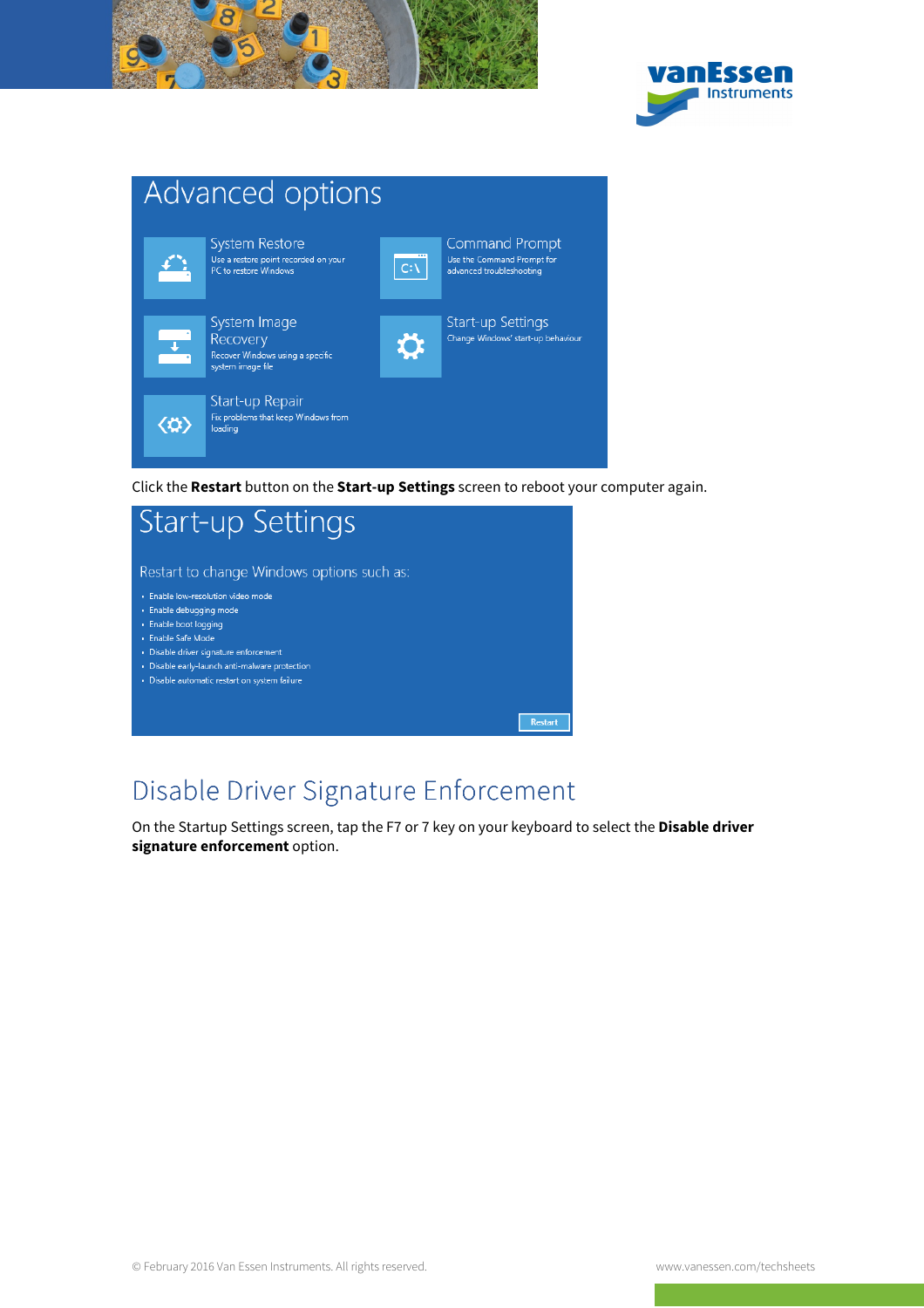Advanced options

System Restore
Use a restore point recorded on your PC to restore Windows

Command Prompt
Use the Command Prompt for advanced troubleshooting

System Image Recovery
Recover Windows using a specific system image file

Start-up Settings
Change Windows' start-up behaviour

Start-up Repair
Fix problems that keep Windows from loading

Click the **Restart** button on the **Start-up Settings** screen to reboot your computer again.

Start-up Settings

Restart to change Windows options such as:

- Enable low-resolution video mode
- Enable debugging mode
- Enable boot logging
- Enable Safe Mode
- Disable driver signature enforcement
- Disable early-launch anti-malware protection
- Disable automatic restart on system failure

Restart

## Disable Driver Signature Enforcement

On the Startup Settings screen, tap the F7 or 7 key on your keyboard to select the **Disable driver signature enforcement** option.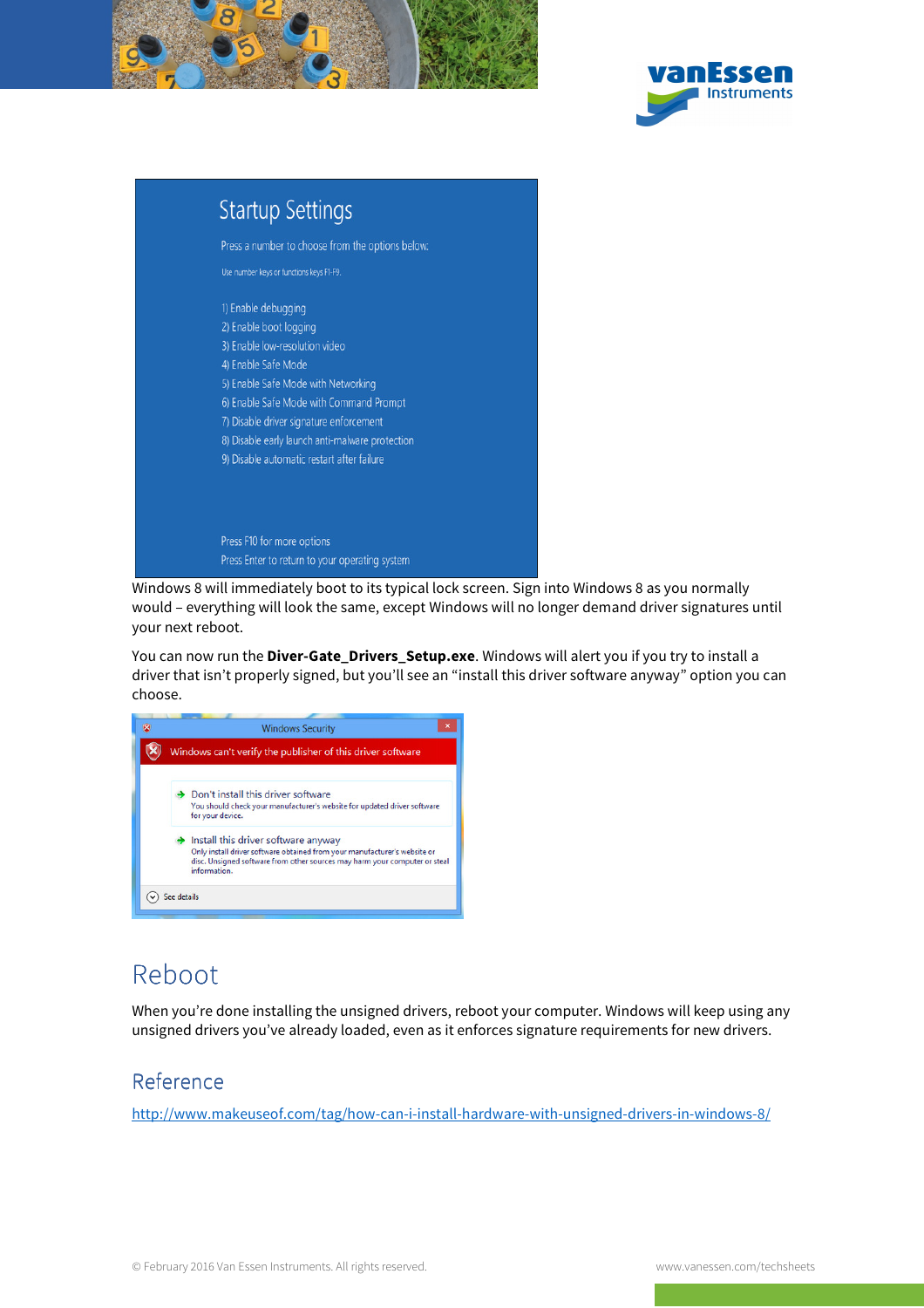Windows 8 will immediately boot to its typical lock screen. Sign into Windows 8 as you normally would – everything will look the same, except Windows will no longer demand driver signatures until your next reboot.

You can now run the **Diver-Gate_Drivers_Setup.exe**. Windows will alert you if you try to install a driver that isn't properly signed, but you'll see an "install this driver software anyway" option you can choose.

## Reboot

When you're done installing the unsigned drivers, reboot your computer. Windows will keep using any unsigned drivers you've already loaded, even as it enforces signature requirements for new drivers.

### Reference

http://www.makeuseof.com/tag/how-can-i-install-hardware-with-unsigned-drivers-in-windows-8/